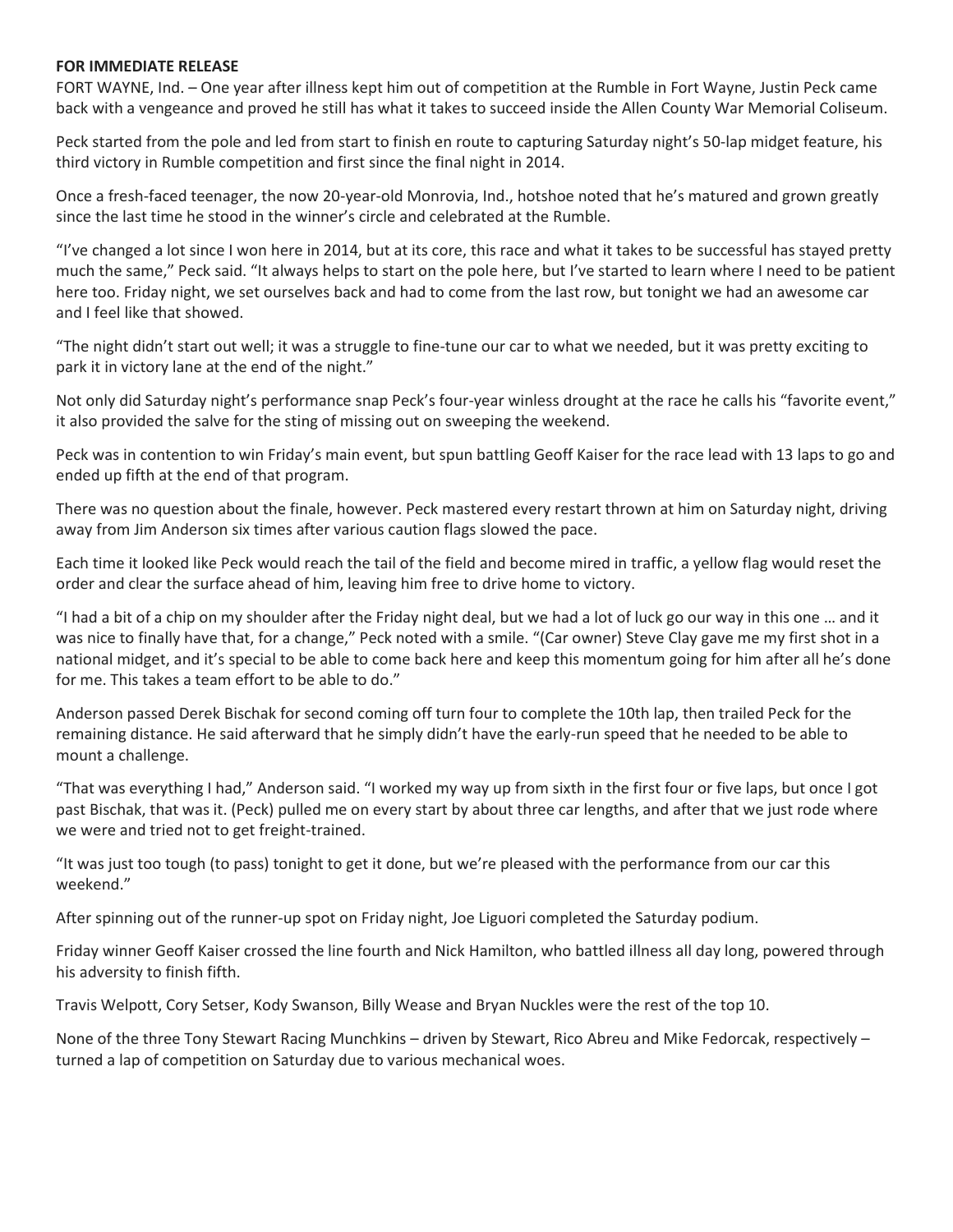**FOR IMMEDIATE RELEASE**

FORT WAYNE, Ind. – One year after illness kept him out of competition at the Rumble in Fort Wayne, Justin Peck came back with a vengeance and proved he still has what it takes to succeed inside the Allen County War Memorial Coliseum.

Peck started from the pole and led from start to finish en route to capturing Saturday night's 50-lap midget feature, his third victory in Rumble competition and first since the final night in 2014.

Once a fresh-faced teenager, the now 20-year-old Monrovia, Ind., hotshoe noted that he's matured and grown greatly since the last time he stood in the winner's circle and celebrated at the Rumble.

"I've changed a lot since I won here in 2014, but at its core, this race and what it takes to be successful has stayed pretty much the same," Peck said. "It always helps to start on the pole here, but I've started to learn where I need to be patient here too. Friday night, we set ourselves back and had to come from the last row, but tonight we had an awesome car and I feel like that showed.

"The night didn't start out well; it was a struggle to fine-tune our car to what we needed, but it was pretty exciting to park it in victory lane at the end of the night."

Not only did Saturday night's performance snap Peck's four-year winless drought at the race he calls his "favorite event," it also provided the salve for the sting of missing out on sweeping the weekend.

Peck was in contention to win Friday's main event, but spun battling Geoff Kaiser for the race lead with 13 laps to go and ended up fifth at the end of that program.

There was no question about the finale, however. Peck mastered every restart thrown at him on Saturday night, driving away from Jim Anderson six times after various caution flags slowed the pace.

Each time it looked like Peck would reach the tail of the field and become mired in traffic, a yellow flag would reset the order and clear the surface ahead of him, leaving him free to drive home to victory.

"I had a bit of a chip on my shoulder after the Friday night deal, but we had a lot of luck go our way in this one … and it was nice to finally have that, for a change," Peck noted with a smile. "(Car owner) Steve Clay gave me my first shot in a national midget, and it's special to be able to come back here and keep this momentum going for him after all he's done for me. This takes a team effort to be able to do."

Anderson passed Derek Bischak for second coming off turn four to complete the 10th lap, then trailed Peck for the remaining distance. He said afterward that he simply didn't have the early-run speed that he needed to be able to mount a challenge.

"That was everything I had," Anderson said. "I worked my way up from sixth in the first four or five laps, but once I got past Bischak, that was it. (Peck) pulled me on every start by about three car lengths, and after that we just rode where we were and tried not to get freight-trained.

"It was just too tough (to pass) tonight to get it done, but we're pleased with the performance from our car this weekend."

After spinning out of the runner-up spot on Friday night, Joe Liguori completed the Saturday podium.

Friday winner Geoff Kaiser crossed the line fourth and Nick Hamilton, who battled illness all day long, powered through his adversity to finish fifth.

Travis Welpott, Cory Setser, Kody Swanson, Billy Wease and Bryan Nuckles were the rest of the top 10.

None of the three Tony Stewart Racing Munchkins – driven by Stewart, Rico Abreu and Mike Fedorcak, respectively – turned a lap of competition on Saturday due to various mechanical woes.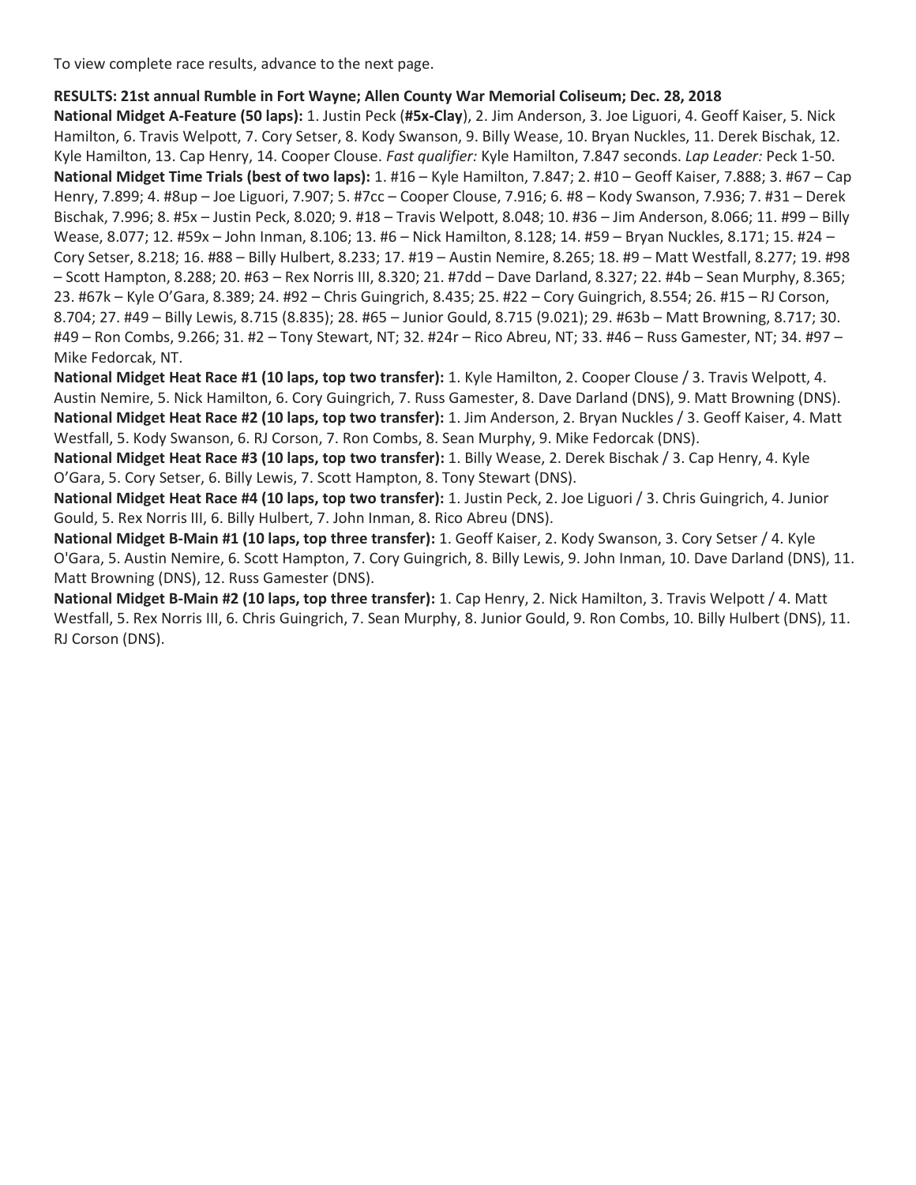To view complete race results, advance to the next page.

**RESULTS: 21st annual Rumble in Fort Wayne; Allen County War Memorial Coliseum; Dec. 28, 2018**

**National Midget A-Feature (50 laps):** 1. Justin Peck (**#5x-Clay**), 2. Jim Anderson, 3. Joe Liguori, 4. Geoff Kaiser, 5. Nick Hamilton, 6. Travis Welpott, 7. Cory Setser, 8. Kody Swanson, 9. Billy Wease, 10. Bryan Nuckles, 11. Derek Bischak, 12. Kyle Hamilton, 13. Cap Henry, 14. Cooper Clouse. *Fast qualifier:* Kyle Hamilton, 7.847 seconds. *Lap Leader:* Peck 1-50.

**National Midget Time Trials (best of two laps):** 1. #16 – Kyle Hamilton, 7.847; 2. #10 – Geoff Kaiser, 7.888; 3. #67 – Cap Henry, 7.899; 4. #8up – Joe Liguori, 7.907; 5. #7cc – Cooper Clouse, 7.916; 6. #8 – Kody Swanson, 7.936; 7. #31 – Derek Bischak, 7.996; 8. #5x – Justin Peck, 8.020; 9. #18 – Travis Welpott, 8.048; 10. #36 – Jim Anderson, 8.066; 11. #99 – Billy Wease, 8.077; 12. #59x – John Inman, 8.106; 13. #6 – Nick Hamilton, 8.128; 14. #59 – Bryan Nuckles, 8.171; 15. #24 – Cory Setser, 8.218; 16. #88 – Billy Hulbert, 8.233; 17. #19 – Austin Nemire, 8.265; 18. #9 – Matt Westfall, 8.277; 19. #98 – Scott Hampton, 8.288; 20. #63 – Rex Norris III, 8.320; 21. #7dd – Dave Darland, 8.327; 22. #4b – Sean Murphy, 8.365; 23. #67k – Kyle O'Gara, 8.389; 24. #92 – Chris Guingrich, 8.435; 25. #22 – Cory Guingrich, 8.554; 26. #15 – RJ Corson, 8.704; 27. #49 – Billy Lewis, 8.715 (8.835); 28. #65 – Junior Gould, 8.715 (9.021); 29. #63b – Matt Browning, 8.717; 30. #49 – Ron Combs, 9.266; 31. #2 – Tony Stewart, NT; 32. #24r – Rico Abreu, NT; 33. #46 – Russ Gamester, NT; 34. #97 – Mike Fedorcak, NT.

**National Midget Heat Race #1 (10 laps, top two transfer):** 1. Kyle Hamilton, 2. Cooper Clouse / 3. Travis Welpott, 4. Austin Nemire, 5. Nick Hamilton, 6. Cory Guingrich, 7. Russ Gamester, 8. Dave Darland (DNS), 9. Matt Browning (DNS).

**National Midget Heat Race #2 (10 laps, top two transfer):** 1. Jim Anderson, 2. Bryan Nuckles / 3. Geoff Kaiser, 4. Matt Westfall, 5. Kody Swanson, 6. RJ Corson, 7. Ron Combs, 8. Sean Murphy, 9. Mike Fedorcak (DNS).

**National Midget Heat Race #3 (10 laps, top two transfer):** 1. Billy Wease, 2. Derek Bischak / 3. Cap Henry, 4. Kyle O'Gara, 5. Cory Setser, 6. Billy Lewis, 7. Scott Hampton, 8. Tony Stewart (DNS).

**National Midget Heat Race #4 (10 laps, top two transfer):** 1. Justin Peck, 2. Joe Liguori / 3. Chris Guingrich, 4. Junior Gould, 5. Rex Norris III, 6. Billy Hulbert, 7. John Inman, 8. Rico Abreu (DNS).

**National Midget B-Main #1 (10 laps, top three transfer):** 1. Geoff Kaiser, 2. Kody Swanson, 3. Cory Setser / 4. Kyle O'Gara, 5. Austin Nemire, 6. Scott Hampton, 7. Cory Guingrich, 8. Billy Lewis, 9. John Inman, 10. Dave Darland (DNS), 11. Matt Browning (DNS), 12. Russ Gamester (DNS).

**National Midget B-Main #2 (10 laps, top three transfer):** 1. Cap Henry, 2. Nick Hamilton, 3. Travis Welpott / 4. Matt Westfall, 5. Rex Norris III, 6. Chris Guingrich, 7. Sean Murphy, 8. Junior Gould, 9. Ron Combs, 10. Billy Hulbert (DNS), 11. RJ Corson (DNS).